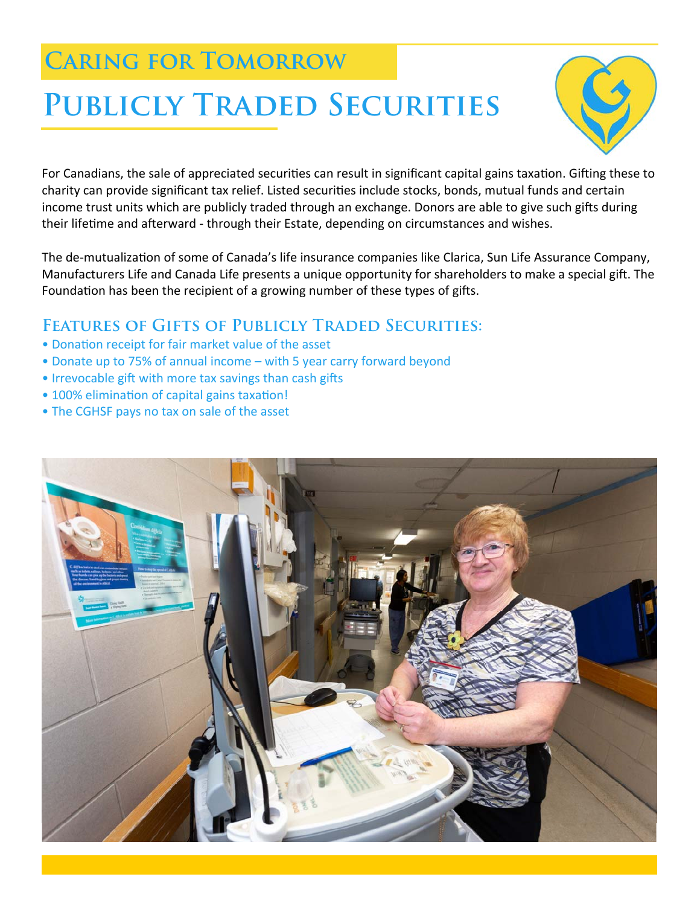## Caring for Tomorrow

# Publicly Traded Securities

For Canadians, the sale of appreciated securities can result in significant capital gains taxation. Gifting these to charity can provide significant tax relief. Listed securities include stocks, bonds, mutual funds and certain income trust units which are publicly traded through an exchange. Donors are able to give such gifts during their lifetime and afterward - through their Estate, depending on circumstances and wishes.

The de-mutualization of some of Canada's life insurance companies like Clarica, Sun Life Assurance Company, Manufacturers Life and Canada Life presents a unique opportunity for shareholders to make a special gift. The Foundation has been the recipient of a growing number of these types of gifts.

### Features of Gifts of Publicly Traded Securities:

- Donation receipt for fair market value of the asset
- Donate up to 75% of annual income – with 5 year carry forward beyond
- Irrevocable gift with more tax savings than cash gifts
- 100% elimination of capital gains taxation!
- The CGHSF pays no tax on sale of the asset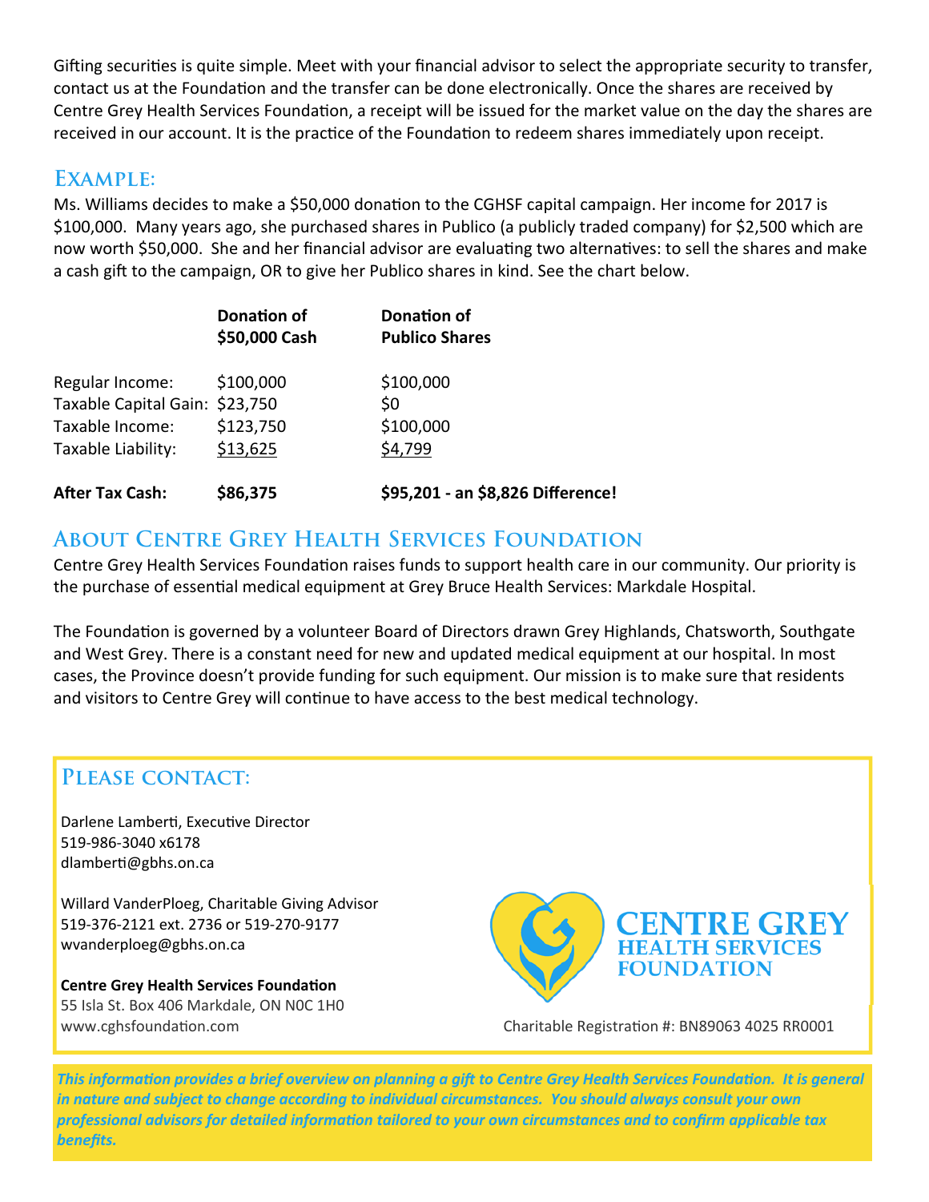Gifting securities is quite simple. Meet with your financial advisor to select the appropriate security to transfer, contact us at the Foundation and the transfer can be done electronically. Once the shares are received by Centre Grey Health Services Foundation, a receipt will be issued for the market value on the day the shares are received in our account. It is the practice of the Foundation to redeem shares immediately upon receipt.

## Example:

Ms. Williams decides to make a $50,000 donation to the CGHSF capital campaign. Her income for 2017 is $100,000. Many years ago, she purchased shares in Publico (a publicly traded company) for $2,500 which are now worth $50,000. She and her financial advisor are evaluating two alternatives: to sell the shares and make a cash gift to the campaign, OR to give her Publico shares in kind. See the chart below.

| | **Donation of $50,000 Cash** | **Donation of Publico Shares** |
|---|---|---|
| Regular Income: | $100,000 | $100,000 |
| Taxable Capital Gain: | $23,750 | $0 |
| Taxable Income: | $123,750 | $100,000 |
| Taxable Liability: | $13,625 | $4,799 |
| **After Tax Cash:** | **$86,375** | **$95,201 - an $8,826 Difference!** |

## About Centre Grey Health Services Foundation

Centre Grey Health Services Foundation raises funds to support health care in our community. Our priority is the purchase of essential medical equipment at Grey Bruce Health Services: Markdale Hospital.

The Foundation is governed by a volunteer Board of Directors drawn Grey Highlands, Chatsworth, Southgate and West Grey. There is a constant need for new and updated medical equipment at our hospital. In most cases, the Province doesn't provide funding for such equipment. Our mission is to make sure that residents and visitors to Centre Grey will continue to have access to the best medical technology.

## Please contact:

Darlene Lamberti, Executive Director
519-986-3040 x6178
dlamberti@gbhs.on.ca

Willard VanderPloeg, Charitable Giving Advisor
519-376-2121 ext. 2736 or 519-270-9177
wvanderploeg@gbhs.on.ca

**Centre Grey Health Services Foundation**
55 Isla St. Box 406 Markdale, ON N0C 1H0
www.cghsfoundation.com

CENTRE GREY HEALTH SERVICES FOUNDATION

Charitable Registration #: BN89063 4025 RR0001

***This information provides a brief overview on planning a gift to Centre Grey Health Services Foundation. It is general in nature and subject to change according to individual circumstances. You should always consult your own professional advisors for detailed information tailored to your own circumstances and to confirm applicable tax benefits.***